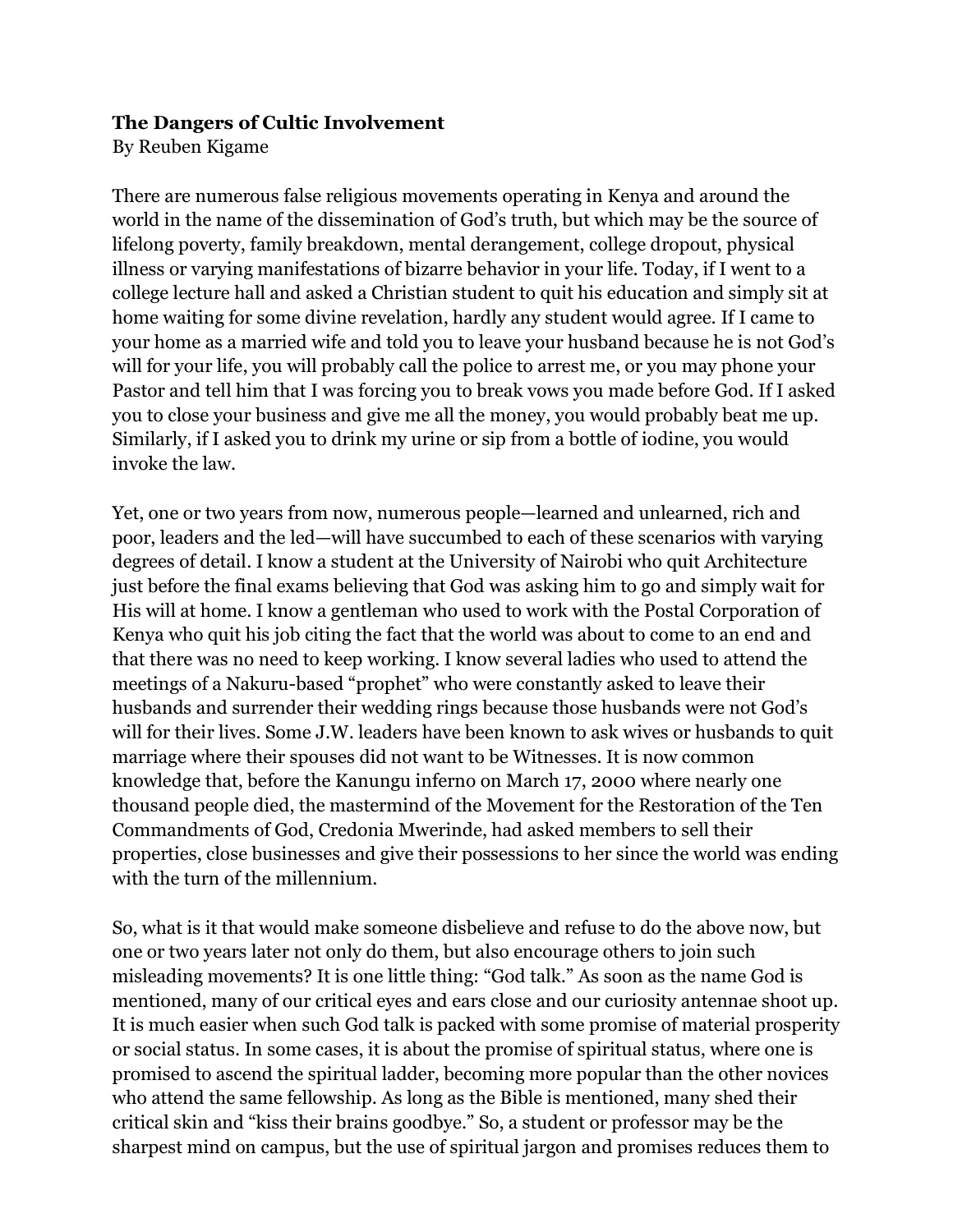**The Dangers of Cultic Involvement**
By Reuben Kigame

There are numerous false religious movements operating in Kenya and around the world in the name of the dissemination of God's truth, but which may be the source of lifelong poverty, family breakdown, mental derangement, college dropout, physical illness or varying manifestations of bizarre behavior in your life. Today, if I went to a college lecture hall and asked a Christian student to quit his education and simply sit at home waiting for some divine revelation, hardly any student would agree. If I came to your home as a married wife and told you to leave your husband because he is not God's will for your life, you will probably call the police to arrest me, or you may phone your Pastor and tell him that I was forcing you to break vows you made before God. If I asked you to close your business and give me all the money, you would probably beat me up. Similarly, if I asked you to drink my urine or sip from a bottle of iodine, you would invoke the law.

Yet, one or two years from now, numerous people—learned and unlearned, rich and poor, leaders and the led—will have succumbed to each of these scenarios with varying degrees of detail. I know a student at the University of Nairobi who quit Architecture just before the final exams believing that God was asking him to go and simply wait for His will at home. I know a gentleman who used to work with the Postal Corporation of Kenya who quit his job citing the fact that the world was about to come to an end and that there was no need to keep working. I know several ladies who used to attend the meetings of a Nakuru-based "prophet" who were constantly asked to leave their husbands and surrender their wedding rings because those husbands were not God's will for their lives. Some J.W. leaders have been known to ask wives or husbands to quit marriage where their spouses did not want to be Witnesses. It is now common knowledge that, before the Kanungu inferno on March 17, 2000 where nearly one thousand people died, the mastermind of the Movement for the Restoration of the Ten Commandments of God, Credonia Mwerinde, had asked members to sell their properties, close businesses and give their possessions to her since the world was ending with the turn of the millennium.

So, what is it that would make someone disbelieve and refuse to do the above now, but one or two years later not only do them, but also encourage others to join such misleading movements? It is one little thing: "God talk." As soon as the name God is mentioned, many of our critical eyes and ears close and our curiosity antennae shoot up. It is much easier when such God talk is packed with some promise of material prosperity or social status. In some cases, it is about the promise of spiritual status, where one is promised to ascend the spiritual ladder, becoming more popular than the other novices who attend the same fellowship. As long as the Bible is mentioned, many shed their critical skin and "kiss their brains goodbye." So, a student or professor may be the sharpest mind on campus, but the use of spiritual jargon and promises reduces them to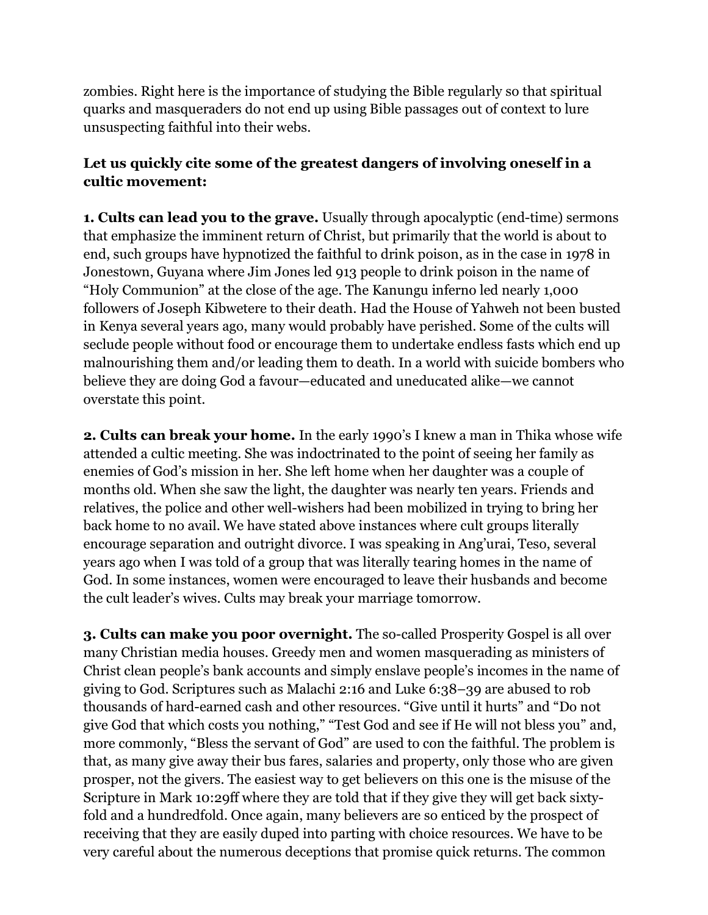zombies. Right here is the importance of studying the Bible regularly so that spiritual quarks and masqueraders do not end up using Bible passages out of context to lure unsuspecting faithful into their webs.

**Let us quickly cite some of the greatest dangers of involving oneself in a cultic movement:**

**1. Cults can lead you to the grave.** Usually through apocalyptic (end-time) sermons that emphasize the imminent return of Christ, but primarily that the world is about to end, such groups have hypnotized the faithful to drink poison, as in the case in 1978 in Jonestown, Guyana where Jim Jones led 913 people to drink poison in the name of "Holy Communion" at the close of the age. The Kanungu inferno led nearly 1,000 followers of Joseph Kibwetere to their death. Had the House of Yahweh not been busted in Kenya several years ago, many would probably have perished. Some of the cults will seclude people without food or encourage them to undertake endless fasts which end up malnourishing them and/or leading them to death. In a world with suicide bombers who believe they are doing God a favour—educated and uneducated alike—we cannot overstate this point.

**2. Cults can break your home.** In the early 1990's I knew a man in Thika whose wife attended a cultic meeting. She was indoctrinated to the point of seeing her family as enemies of God's mission in her. She left home when her daughter was a couple of months old. When she saw the light, the daughter was nearly ten years. Friends and relatives, the police and other well-wishers had been mobilized in trying to bring her back home to no avail. We have stated above instances where cult groups literally encourage separation and outright divorce. I was speaking in Ang'urai, Teso, several years ago when I was told of a group that was literally tearing homes in the name of God. In some instances, women were encouraged to leave their husbands and become the cult leader's wives. Cults may break your marriage tomorrow.

**3. Cults can make you poor overnight.** The so-called Prosperity Gospel is all over many Christian media houses. Greedy men and women masquerading as ministers of Christ clean people's bank accounts and simply enslave people's incomes in the name of giving to God. Scriptures such as Malachi 2:16 and Luke 6:38–39 are abused to rob thousands of hard-earned cash and other resources. "Give until it hurts" and "Do not give God that which costs you nothing," "Test God and see if He will not bless you" and, more commonly, "Bless the servant of God" are used to con the faithful. The problem is that, as many give away their bus fares, salaries and property, only those who are given prosper, not the givers. The easiest way to get believers on this one is the misuse of the Scripture in Mark 10:29ff where they are told that if they give they will get back sixty-fold and a hundredfold. Once again, many believers are so enticed by the prospect of receiving that they are easily duped into parting with choice resources. We have to be very careful about the numerous deceptions that promise quick returns. The common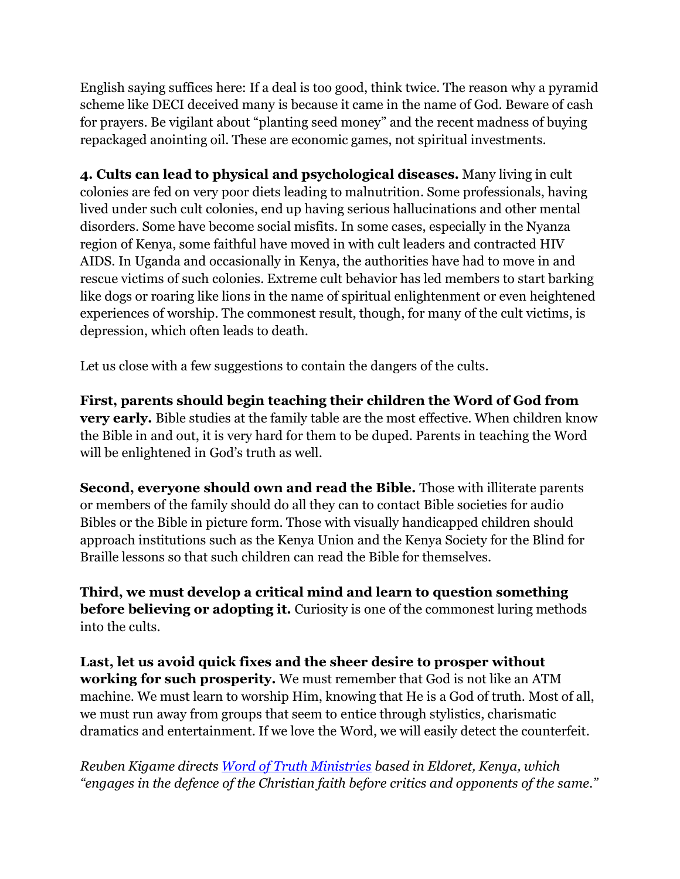English saying suffices here: If a deal is too good, think twice. The reason why a pyramid scheme like DECI deceived many is because it came in the name of God. Beware of cash for prayers. Be vigilant about "planting seed money" and the recent madness of buying repackaged anointing oil. These are economic games, not spiritual investments.

**4. Cults can lead to physical and psychological diseases.** Many living in cult colonies are fed on very poor diets leading to malnutrition. Some professionals, having lived under such cult colonies, end up having serious hallucinations and other mental disorders. Some have become social misfits. In some cases, especially in the Nyanza region of Kenya, some faithful have moved in with cult leaders and contracted HIV AIDS. In Uganda and occasionally in Kenya, the authorities have had to move in and rescue victims of such colonies. Extreme cult behavior has led members to start barking like dogs or roaring like lions in the name of spiritual enlightenment or even heightened experiences of worship. The commonest result, though, for many of the cult victims, is depression, which often leads to death.

Let us close with a few suggestions to contain the dangers of the cults.

**First, parents should begin teaching their children the Word of God from very early.** Bible studies at the family table are the most effective. When children know the Bible in and out, it is very hard for them to be duped. Parents in teaching the Word will be enlightened in God's truth as well.

**Second, everyone should own and read the Bible.** Those with illiterate parents or members of the family should do all they can to contact Bible societies for audio Bibles or the Bible in picture form. Those with visually handicapped children should approach institutions such as the Kenya Union and the Kenya Society for the Blind for Braille lessons so that such children can read the Bible for themselves.

**Third, we must develop a critical mind and learn to question something before believing or adopting it.** Curiosity is one of the commonest luring methods into the cults.

**Last, let us avoid quick fixes and the sheer desire to prosper without working for such prosperity.** We must remember that God is not like an ATM machine. We must learn to worship Him, knowing that He is a God of truth. Most of all, we must run away from groups that seem to entice through stylistics, charismatic dramatics and entertainment. If we love the Word, we will easily detect the counterfeit.

*Reuben Kigame directs Word of Truth Ministries based in Eldoret, Kenya, which "engages in the defence of the Christian faith before critics and opponents of the same."*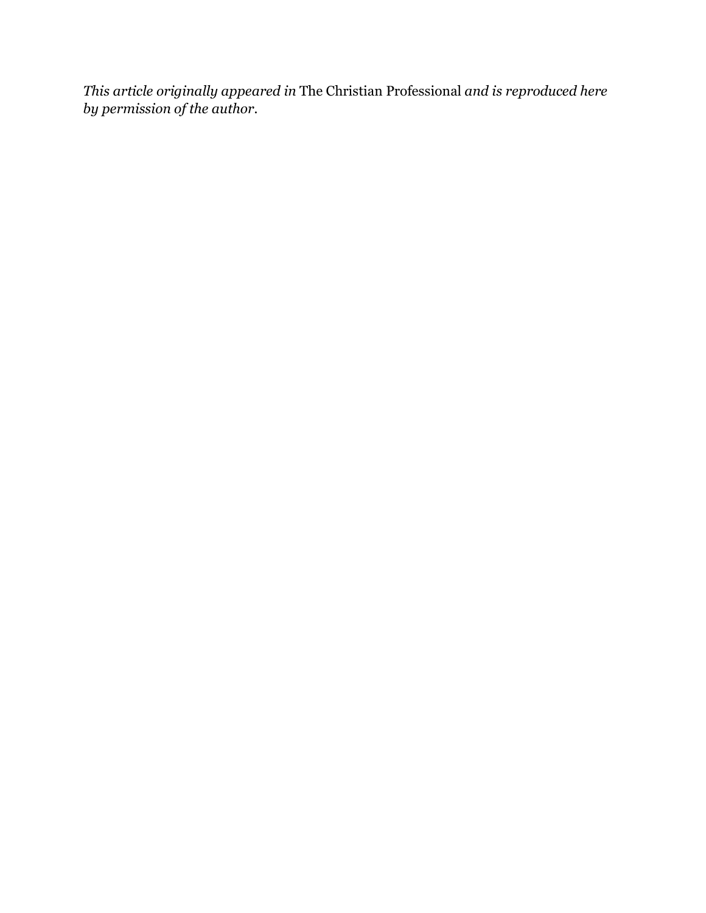*This article originally appeared in* The Christian Professional *and is reproduced here by permission of the author.*